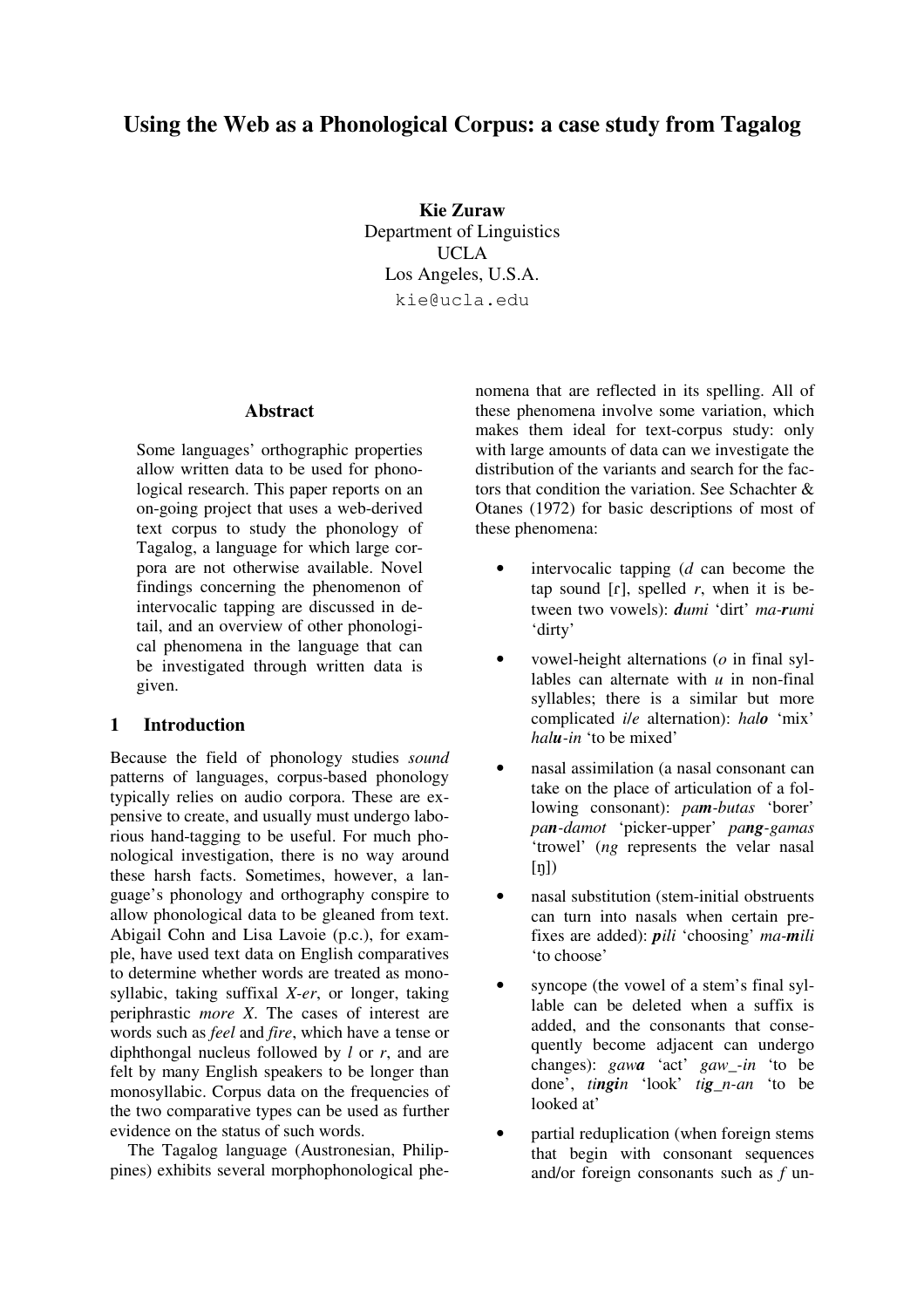# Using the Web as a Phonological Corpus: a case study from Tagalog

**Kie Zuraw**
Department of Linguistics
UCLA
Los Angeles, U.S.A.
kie@ucla.edu

## Abstract

Some languages' orthographic properties allow written data to be used for phonological research. This paper reports on an on-going project that uses a web-derived text corpus to study the phonology of Tagalog, a language for which large corpora are not otherwise available. Novel findings concerning the phenomenon of intervocalic tapping are discussed in detail, and an overview of other phonological phenomena in the language that can be investigated through written data is given.

## 1 Introduction

Because the field of phonology studies *sound* patterns of languages, corpus-based phonology typically relies on audio corpora. These are expensive to create, and usually must undergo laborious hand-tagging to be useful. For much phonological investigation, there is no way around these harsh facts. Sometimes, however, a language's phonology and orthography conspire to allow phonological data to be gleaned from text. Abigail Cohn and Lisa Lavoie (p.c.), for example, have used text data on English comparatives to determine whether words are treated as monosyllabic, taking suffixal *X-er*, or longer, taking periphrastic *more X*. The cases of interest are words such as *feel* and *fire*, which have a tense or diphthongal nucleus followed by *l* or *r*, and are felt by many English speakers to be longer than monosyllabic. Corpus data on the frequencies of the two comparative types can be used as further evidence on the status of such words.

The Tagalog language (Austronesian, Philippines) exhibits several morphophonological phenomena that are reflected in its spelling. All of these phenomena involve some variation, which makes them ideal for text-corpus study: only with large amounts of data can we investigate the distribution of the variants and search for the factors that condition the variation. See Schachter & Otanes (1972) for basic descriptions of most of these phenomena:

- intervocalic tapping (*d* can become the tap sound [ɾ], spelled *r*, when it is between two vowels): ***d**umi* 'dirt' *ma-**r**umi* 'dirty'
- vowel-height alternations (*o* in final syllables can alternate with *u* in non-final syllables; there is a similar but more complicated *i/e* alternation): *hal**o*** 'mix' *hal**u**-in* 'to be mixed'
- nasal assimilation (a nasal consonant can take on the place of articulation of a following consonant): *pa**m**-butas* 'borer' *pa**n**-damot* 'picker-upper' *pa**ng**-gamas* 'trowel' (*ng* represents the velar nasal [ŋ])
- nasal substitution (stem-initial obstruents can turn into nasals when certain prefixes are added): ***p**ili* 'choosing' *ma-**m**ili* 'to choose'
- syncope (the vowel of a stem's final syllable can be deleted when a suffix is added, and the consonants that consequently become adjacent can undergo changes): *gaw**a*** 'act' *gaw_-in* 'to be done', *ti**ngi**n* 'look' *ti**g**_n-an* 'to be looked at'
- partial reduplication (when foreign stems that begin with consonant sequences and/or foreign consonants such as *f* un-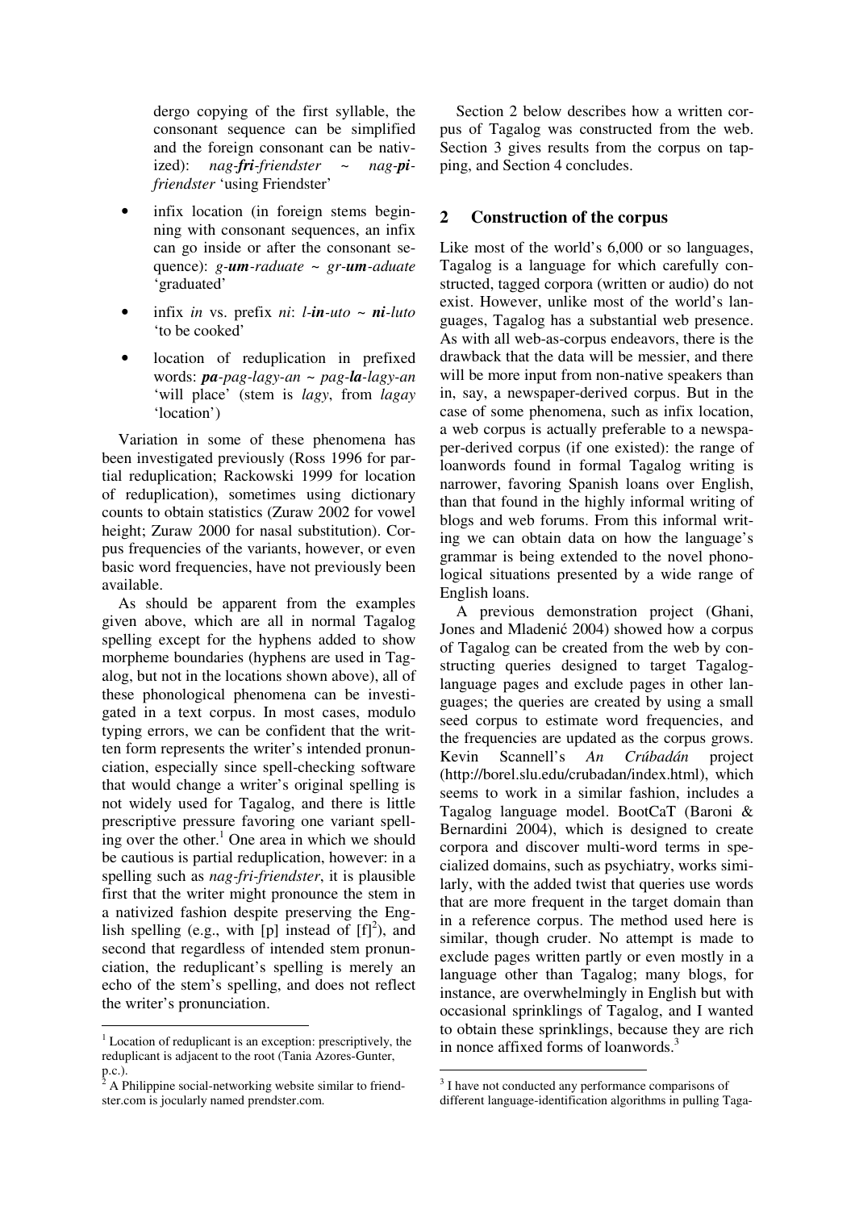dergo copying of the first syllable, the consonant sequence can be simplified and the foreign consonant can be nativized): *nag-**fri**-friendster* ~ *nag-**pi**-friendster* 'using Friendster'

- infix location (in foreign stems beginning with consonant sequences, an infix can go inside or after the consonant sequence): *g-**um**-raduate* ~ *gr-**um**-aduate* 'graduated'
- infix *in* vs. prefix *ni*: *l-**in**-uto* ~ ***ni**-luto* 'to be cooked'
- location of reduplication in prefixed words: ***pa**-pag-lagy-an* ~ *pag-**la**-lagy-an* 'will place' (stem is *lagy*, from *lagay* 'location')

Variation in some of these phenomena has been investigated previously (Ross 1996 for partial reduplication; Rackowski 1999 for location of reduplication), sometimes using dictionary counts to obtain statistics (Zuraw 2002 for vowel height; Zuraw 2000 for nasal substitution). Corpus frequencies of the variants, however, or even basic word frequencies, have not previously been available.

As should be apparent from the examples given above, which are all in normal Tagalog spelling except for the hyphens added to show morpheme boundaries (hyphens are used in Tagalog, but not in the locations shown above), all of these phonological phenomena can be investigated in a text corpus. In most cases, modulo typing errors, we can be confident that the written form represents the writer's intended pronunciation, especially since spell-checking software that would change a writer's original spelling is not widely used for Tagalog, and there is little prescriptive pressure favoring one variant spelling over the other.[1] One area in which we should be cautious is partial reduplication, however: in a spelling such as *nag-fri-friendster*, it is plausible first that the writer might pronounce the stem in a nativized fashion despite preserving the English spelling (e.g., with [p] instead of [f][2]), and second that regardless of intended stem pronunciation, the reduplicant's spelling is merely an echo of the stem's spelling, and does not reflect the writer's pronunciation.

Section 2 below describes how a written corpus of Tagalog was constructed from the web. Section 3 gives results from the corpus on tapping, and Section 4 concludes.

## 2 Construction of the corpus

Like most of the world's 6,000 or so languages, Tagalog is a language for which carefully constructed, tagged corpora (written or audio) do not exist. However, unlike most of the world's languages, Tagalog has a substantial web presence. As with all web-as-corpus endeavors, there is the drawback that the data will be messier, and there will be more input from non-native speakers than in, say, a newspaper-derived corpus. But in the case of some phenomena, such as infix location, a web corpus is actually preferable to a newspaper-derived corpus (if one existed): the range of loanwords found in formal Tagalog writing is narrower, favoring Spanish loans over English, than that found in the highly informal writing of blogs and web forums. From this informal writing we can obtain data on how the language's grammar is being extended to the novel phonological situations presented by a wide range of English loans.

A previous demonstration project (Ghani, Jones and Mladenić 2004) showed how a corpus of Tagalog can be created from the web by constructing queries designed to target Tagalog-language pages and exclude pages in other languages; the queries are created by using a small seed corpus to estimate word frequencies, and the frequencies are updated as the corpus grows. Kevin Scannell's *An Crúbadán* project (http://borel.slu.edu/crubadan/index.html), which seems to work in a similar fashion, includes a Tagalog language model. BootCaT (Baroni & Bernardini 2004), which is designed to create corpora and discover multi-word terms in specialized domains, such as psychiatry, works similarly, with the added twist that queries use words that are more frequent in the target domain than in a reference corpus. The method used here is similar, though cruder. No attempt is made to exclude pages written partly or even mostly in a language other than Tagalog; many blogs, for instance, are overwhelmingly in English but with occasional sprinklings of Tagalog, and I wanted to obtain these sprinklings, because they are rich in nonce affixed forms of loanwords.[3]

---

[1] Location of reduplicant is an exception: prescriptively, the reduplicant is adjacent to the root (Tania Azores-Gunter, p.c.).

[2] A Philippine social-networking website similar to friendster.com is jocularly named prendster.com.

[3] I have not conducted any performance comparisons of different language-identification algorithms in pulling Taga-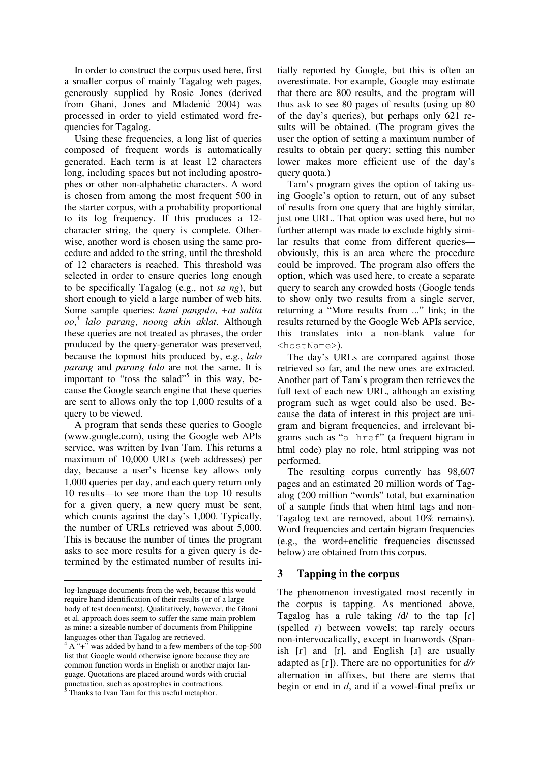In order to construct the corpus used here, first a smaller corpus of mainly Tagalog web pages, generously supplied by Rosie Jones (derived from Ghani, Jones and Mladenić 2004) was processed in order to yield estimated word frequencies for Tagalog.

Using these frequencies, a long list of queries composed of frequent words is automatically generated. Each term is at least 12 characters long, including spaces but not including apostrophes or other non-alphabetic characters. A word is chosen from among the most frequent 500 in the starter corpus, with a probability proportional to its log frequency. If this produces a 12-character string, the query is complete. Otherwise, another word is chosen using the same procedure and added to the string, until the threshold of 12 characters is reached. This threshold was selected in order to ensure queries long enough to be specifically Tagalog (e.g., not *sa ng*), but short enough to yield a large number of web hits. Some sample queries: *kami pangulo*, *+at salita oo*,[4] *lalo parang*, *noong akin aklat*. Although these queries are not treated as phrases, the order produced by the query-generator was preserved, because the topmost hits produced by, e.g., *lalo parang* and *parang lalo* are not the same. It is important to "toss the salad"[5] in this way, because the Google search engine that these queries are sent to allows only the top 1,000 results of a query to be viewed.

A program that sends these queries to Google (www.google.com), using the Google web APIs service, was written by Ivan Tam. This returns a maximum of 10,000 URLs (web addresses) per day, because a user's license key allows only 1,000 queries per day, and each query return only 10 results—to see more than the top 10 results for a given query, a new query must be sent, which counts against the day's 1,000. Typically, the number of URLs retrieved was about 5,000. This is because the number of times the program asks to see more results for a given query is determined by the estimated number of results initially reported by Google, but this is often an overestimate. For example, Google may estimate that there are 800 results, and the program will thus ask to see 80 pages of results (using up 80 of the day's queries), but perhaps only 621 results will be obtained. (The program gives the user the option of setting a maximum number of results to obtain per query; setting this number lower makes more efficient use of the day's query quota.)

Tam's program gives the option of taking using Google's option to return, out of any subset of results from one query that are highly similar, just one URL. That option was used here, but no further attempt was made to exclude highly similar results that come from different queries—obviously, this is an area where the procedure could be improved. The program also offers the option, which was used here, to create a separate query to search any crowded hosts (Google tends to show only two results from a single server, returning a "More results from ..." link; in the results returned by the Google Web APIs service, this translates into a non-blank value for `<hostName>`).

The day's URLs are compared against those retrieved so far, and the new ones are extracted. Another part of Tam's program then retrieves the full text of each new URL, although an existing program such as wget could also be used. Because the data of interest in this project are unigram and bigram frequencies, and irrelevant bigrams such as "`a href`" (a frequent bigram in html code) play no role, html stripping was not performed.

The resulting corpus currently has 98,607 pages and an estimated 20 million words of Tagalog (200 million "words" total, but examination of a sample finds that when html tags and non-Tagalog text are removed, about 10% remains). Word frequencies and certain bigram frequencies (e.g., the word+enclitic frequencies discussed below) are obtained from this corpus.

## 3 Tapping in the corpus

The phenomenon investigated most recently in the corpus is tapping. As mentioned above, Tagalog has a rule taking /d/ to the tap [ɾ] (spelled *r*) between vowels; tap rarely occurs non-intervocalically, except in loanwords (Spanish [ɾ] and [r], and English [ɹ] are usually adapted as [ɾ]). There are no opportunities for *d/r* alternation in affixes, but there are stems that begin or end in *d*, and if a vowel-final prefix or

---

log-language documents from the web, because this would require hand identification of their results (or of a large body of test documents). Qualitatively, however, the Ghani et al. approach does seem to suffer the same main problem as mine: a sizeable number of documents from Philippine languages other than Tagalog are retrieved.

[4] A "+" was added by hand to a few members of the top-500 list that Google would otherwise ignore because they are common function words in English or another major language. Quotations are placed around words with crucial punctuation, such as apostrophes in contractions.

[5] Thanks to Ivan Tam for this useful metaphor.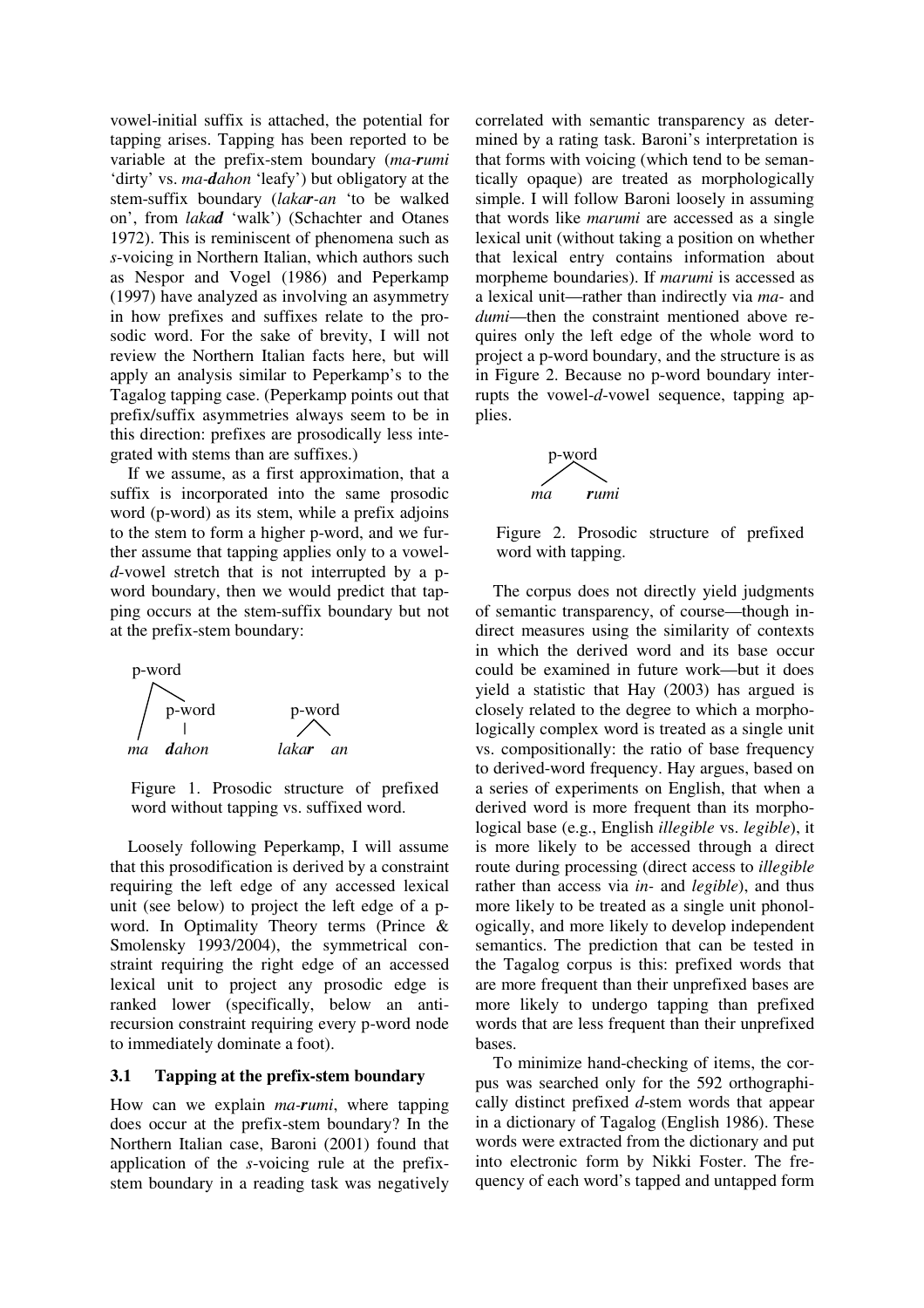vowel-initial suffix is attached, the potential for tapping arises. Tapping has been reported to be variable at the prefix-stem boundary (*ma-**r**umi* 'dirty' vs. *ma-**d**ahon* 'leafy') but obligatory at the stem-suffix boundary (*laka**r**-an* 'to be walked on', from *laka**d*** 'walk') (Schachter and Otanes 1972). This is reminiscent of phenomena such as *s*-voicing in Northern Italian, which authors such as Nespor and Vogel (1986) and Peperkamp (1997) have analyzed as involving an asymmetry in how prefixes and suffixes relate to the prosodic word. For the sake of brevity, I will not review the Northern Italian facts here, but will apply an analysis similar to Peperkamp's to the Tagalog tapping case. (Peperkamp points out that prefix/suffix asymmetries always seem to be in this direction: prefixes are prosodically less integrated with stems than are suffixes.)

If we assume, as a first approximation, that a suffix is incorporated into the same prosodic word (p-word) as its stem, while a prefix adjoins to the stem to form a higher p-word, and we further assume that tapping applies only to a vowel-*d*-vowel stretch that is not interrupted by a p-word boundary, then we would predict that tapping occurs at the stem-suffix boundary but not at the prefix-stem boundary:

```
 p-word
 /    \
/    p-word        p-word
       |           /    \
ma   dahon      lakar    an
```

Figure 1. Prosodic structure of prefixed word without tapping vs. suffixed word.

Loosely following Peperkamp, I will assume that this prosodification is derived by a constraint requiring the left edge of any accessed lexical unit (see below) to project the left edge of a p-word. In Optimality Theory terms (Prince & Smolensky 1993/2004), the symmetrical constraint requiring the right edge of an accessed lexical unit to project any prosodic edge is ranked lower (specifically, below an anti-recursion constraint requiring every p-word node to immediately dominate a foot).

### 3.1 Tapping at the prefix-stem boundary

How can we explain *ma-**r**umi*, where tapping does occur at the prefix-stem boundary? In the Northern Italian case, Baroni (2001) found that application of the *s*-voicing rule at the prefix-stem boundary in a reading task was negatively correlated with semantic transparency as determined by a rating task. Baroni's interpretation is that forms with voicing (which tend to be semantically opaque) are treated as morphologically simple. I will follow Baroni loosely in assuming that words like *marumi* are accessed as a single lexical unit (without taking a position on whether that lexical entry contains information about morpheme boundaries). If *marumi* is accessed as a lexical unit—rather than indirectly via *ma-* and *dumi*—then the constraint mentioned above requires only the left edge of the whole word to project a p-word boundary, and the structure is as in Figure 2. Because no p-word boundary interrupts the vowel-*d*-vowel sequence, tapping applies.

```
  p-word
  /    \
ma    rumi
```

Figure 2. Prosodic structure of prefixed word with tapping.

The corpus does not directly yield judgments of semantic transparency, of course—though indirect measures using the similarity of contexts in which the derived word and its base occur could be examined in future work—but it does yield a statistic that Hay (2003) has argued is closely related to the degree to which a morphologically complex word is treated as a single unit vs. compositionally: the ratio of base frequency to derived-word frequency. Hay argues, based on a series of experiments on English, that when a derived word is more frequent than its morphological base (e.g., English *illegible* vs. *legible*), it is more likely to be accessed through a direct route during processing (direct access to *illegible* rather than access via *in-* and *legible*), and thus more likely to be treated as a single unit phonologically, and more likely to develop independent semantics. The prediction that can be tested in the Tagalog corpus is this: prefixed words that are more frequent than their unprefixed bases are more likely to undergo tapping than prefixed words that are less frequent than their unprefixed bases.

To minimize hand-checking of items, the corpus was searched only for the 592 orthographically distinct prefixed *d*-stem words that appear in a dictionary of Tagalog (English 1986). These words were extracted from the dictionary and put into electronic form by Nikki Foster. The frequency of each word's tapped and untapped form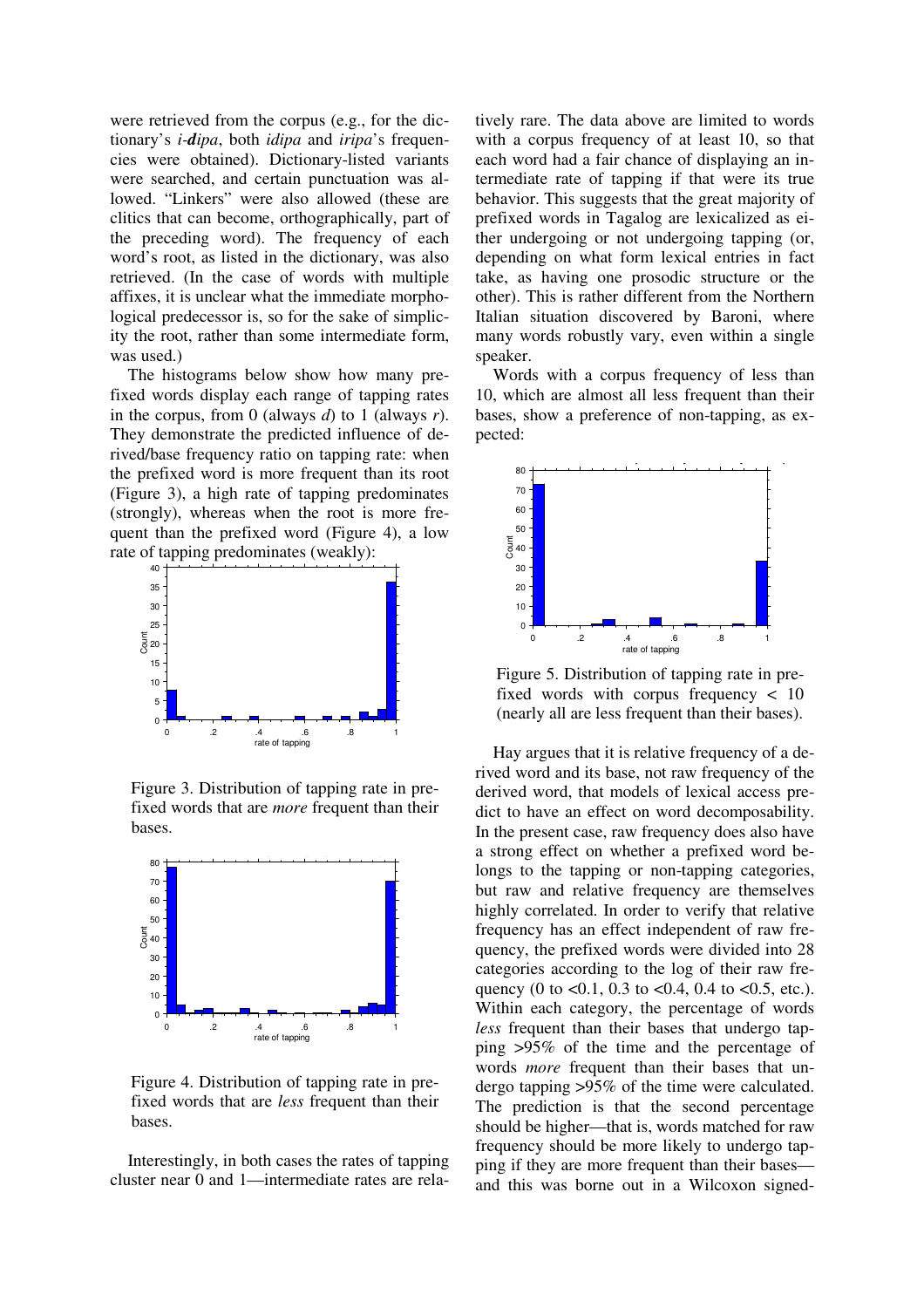were retrieved from the corpus (e.g., for the dictionary's *i-**d**ipa*, both *idipa* and *iripa*'s frequencies were obtained). Dictionary-listed variants were searched, and certain punctuation was allowed. "Linkers" were also allowed (these are clitics that can become, orthographically, part of the preceding word). The frequency of each word's root, as listed in the dictionary, was also retrieved. (In the case of words with multiple affixes, it is unclear what the immediate morphological predecessor is, so for the sake of simplicity the root, rather than some intermediate form, was used.)

The histograms below show how many prefixed words display each range of tapping rates in the corpus, from 0 (always *d*) to 1 (always *r*). They demonstrate the predicted influence of derived/base frequency ratio on tapping rate: when the prefixed word is more frequent than its root (Figure 3), a high rate of tapping predominates (strongly), whereas when the root is more frequent than the prefixed word (Figure 4), a low rate of tapping predominates (weakly):

Figure 3. Distribution of tapping rate in prefixed words that are *more* frequent than their bases.

Figure 4. Distribution of tapping rate in prefixed words that are *less* frequent than their bases.

Interestingly, in both cases the rates of tapping cluster near 0 and 1—intermediate rates are relatively rare. The data above are limited to words with a corpus frequency of at least 10, so that each word had a fair chance of displaying an intermediate rate of tapping if that were its true behavior. This suggests that the great majority of prefixed words in Tagalog are lexicalized as either undergoing or not undergoing tapping (or, depending on what form lexical entries in fact take, as having one prosodic structure or the other). This is rather different from the Northern Italian situation discovered by Baroni, where many words robustly vary, even within a single speaker.

Words with a corpus frequency of less than 10, which are almost all less frequent than their bases, show a preference of non-tapping, as expected:

Figure 5. Distribution of tapping rate in prefixed words with corpus frequency < 10 (nearly all are less frequent than their bases).

Hay argues that it is relative frequency of a derived word and its base, not raw frequency of the derived word, that models of lexical access predict to have an effect on word decomposability. In the present case, raw frequency does also have a strong effect on whether a prefixed word belongs to the tapping or non-tapping categories, but raw and relative frequency are themselves highly correlated. In order to verify that relative frequency has an effect independent of raw frequency, the prefixed words were divided into 28 categories according to the log of their raw frequency (0 to <0.1, 0.3 to <0.4, 0.4 to <0.5, etc.). Within each category, the percentage of words *less* frequent than their bases that undergo tapping >95% of the time and the percentage of words *more* frequent than their bases that undergo tapping >95% of the time were calculated. The prediction is that the second percentage should be higher—that is, words matched for raw frequency should be more likely to undergo tapping if they are more frequent than their bases—and this was borne out in a Wilcoxon signed-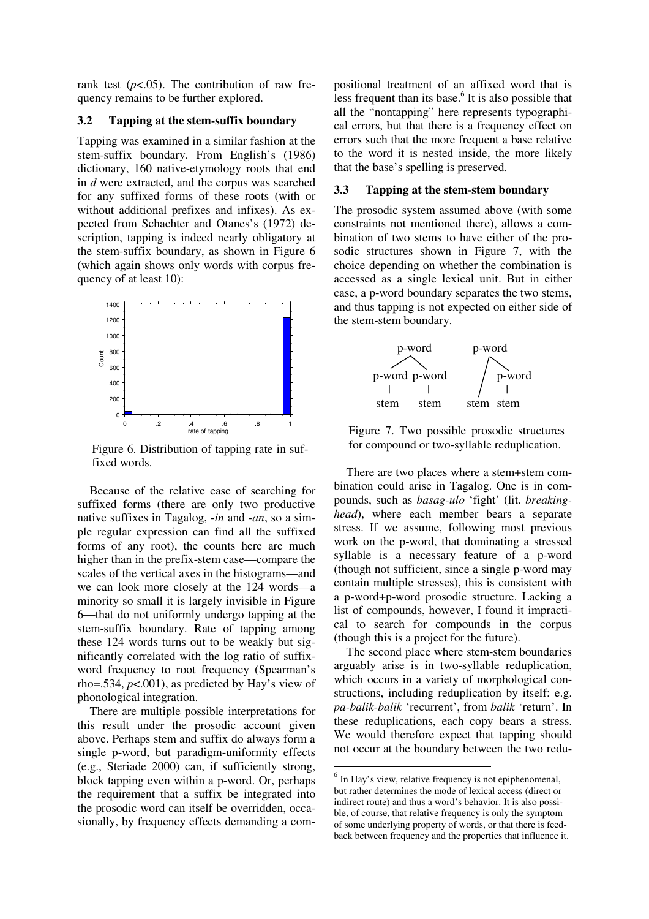rank test ($p$<.05). The contribution of raw frequency remains to be further explored.

### 3.2 Tapping at the stem-suffix boundary

Tapping was examined in a similar fashion at the stem-suffix boundary. From English's (1986) dictionary, 160 native-etymology roots that end in *d* were extracted, and the corpus was searched for any suffixed forms of these roots (with or without additional prefixes and infixes). As expected from Schachter and Otanes's (1972) description, tapping is indeed nearly obligatory at the stem-suffix boundary, as shown in Figure 6 (which again shows only words with corpus frequency of at least 10):

Figure 6. Distribution of tapping rate in suffixed words.

Because of the relative ease of searching for suffixed forms (there are only two productive native suffixes in Tagalog, *-in* and *-an*, so a simple regular expression can find all the suffixed forms of any root), the counts here are much higher than in the prefix-stem case—compare the scales of the vertical axes in the histograms—and we can look more closely at the 124 words—a minority so small it is largely invisible in Figure 6—that do not uniformly undergo tapping at the stem-suffix boundary. Rate of tapping among these 124 words turns out to be weakly but significantly correlated with the log ratio of suffix-word frequency to root frequency (Spearman's rho=.534, $p$<.001), as predicted by Hay's view of phonological integration.

There are multiple possible interpretations for this result under the prosodic account given above. Perhaps stem and suffix do always form a single p-word, but paradigm-uniformity effects (e.g., Steriade 2000) can, if sufficiently strong, block tapping even within a p-word. Or, perhaps the requirement that a suffix be integrated into the prosodic word can itself be overridden, occasionally, by frequency effects demanding a compositional treatment of an affixed word that is less frequent than its base.[6] It is also possible that all the "nontapping" here represents typographical errors, but that there is a frequency effect on errors such that the more frequent a base relative to the word it is nested inside, the more likely that the base's spelling is preserved.

### 3.3 Tapping at the stem-stem boundary

The prosodic system assumed above (with some constraints not mentioned there), allows a combination of two stems to have either of the prosodic structures shown in Figure 7, with the choice depending on whether the combination is accessed as a single lexical unit. But in either case, a p-word boundary separates the two stems, and thus tapping is not expected on either side of the stem-stem boundary.

Figure 7. Two possible prosodic structures for compound or two-syllable reduplication.

There are two places where a stem+stem combination could arise in Tagalog. One is in compounds, such as *basag-ulo* 'fight' (lit. *breaking-head*), where each member bears a separate stress. If we assume, following most previous work on the p-word, that dominating a stressed syllable is a necessary feature of a p-word (though not sufficient, since a single p-word may contain multiple stresses), this is consistent with a p-word+p-word prosodic structure. Lacking a list of compounds, however, I found it impractical to search for compounds in the corpus (though this is a project for the future).

The second place where stem-stem boundaries arguably arise is in two-syllable reduplication, which occurs in a variety of morphological constructions, including reduplication by itself: e.g. *pa-balik-balik* 'recurrent', from *balik* 'return'. In these reduplications, each copy bears a stress. We would therefore expect that tapping should not occur at the boundary between the two redu-

[6] In Hay's view, relative frequency is not epiphenomenal, but rather determines the mode of lexical access (direct or indirect route) and thus a word's behavior. It is also possible, of course, that relative frequency is only the symptom of some underlying property of words, or that there is feedback between frequency and the properties that influence it.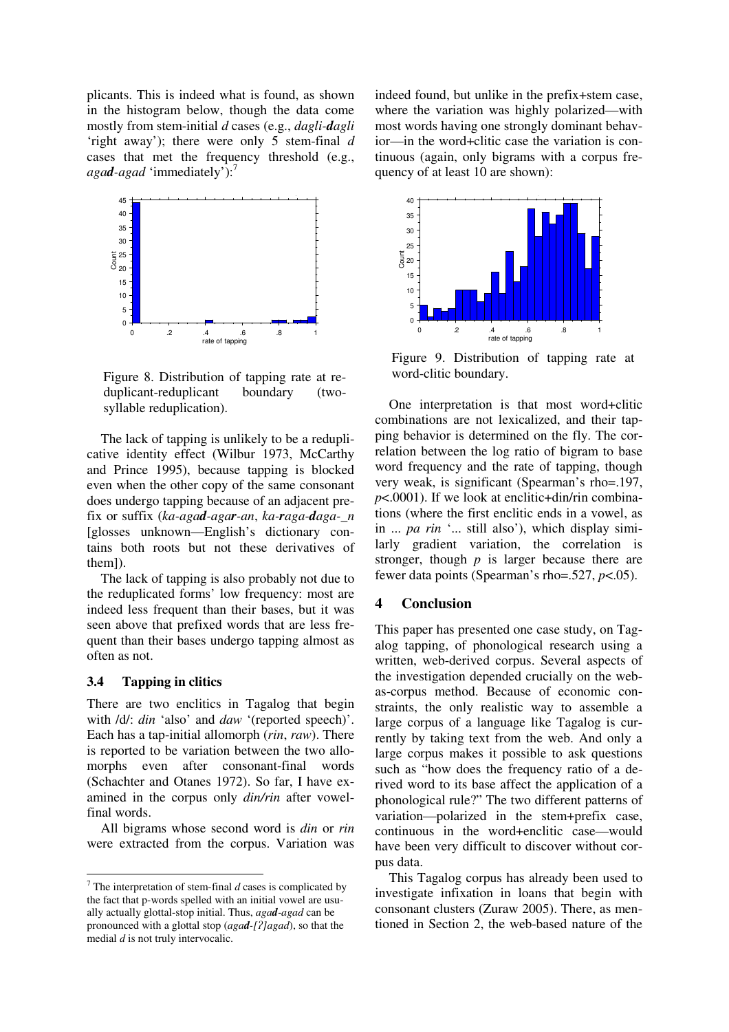plicants. This is indeed what is found, as shown in the histogram below, though the data come mostly from stem-initial *d* cases (e.g., *dagli-**d**agli* 'right away'); there were only 5 stem-final *d* cases that met the frequency threshold (e.g., *aga**d**-agad* 'immediately'):[7]

Figure 8. Distribution of tapping rate at reduplicant-reduplicant boundary (two-syllable reduplication).

The lack of tapping is unlikely to be a reduplicative identity effect (Wilbur 1973, McCarthy and Prince 1995), because tapping is blocked even when the other copy of the same consonant does undergo tapping because of an adjacent prefix or suffix (*ka-aga**d**-aga**r**-an*, *ka-**r**aga-**d**aga-_n* [glosses unknown—English's dictionary contains both roots but not these derivatives of them]).

The lack of tapping is also probably not due to the reduplicated forms' low frequency: most are indeed less frequent than their bases, but it was seen above that prefixed words that are less frequent than their bases undergo tapping almost as often as not.

### 3.4 Tapping in clitics

There are two enclitics in Tagalog that begin with /d/: *din* 'also' and *daw* '(reported speech)'. Each has a tap-initial allomorph (*rin*, *raw*). There is reported to be variation between the two allomorphs even after consonant-final words (Schachter and Otanes 1972). So far, I have examined in the corpus only *din/rin* after vowel-final words.

All bigrams whose second word is *din* or *rin* were extracted from the corpus. Variation was indeed found, but unlike in the prefix+stem case, where the variation was highly polarized—with most words having one strongly dominant behavior—in the word+clitic case the variation is continuous (again, only bigrams with a corpus frequency of at least 10 are shown):

Figure 9. Distribution of tapping rate at word-clitic boundary.

One interpretation is that most word+clitic combinations are not lexicalized, and their tapping behavior is determined on the fly. The correlation between the log ratio of bigram to base word frequency and the rate of tapping, though very weak, is significant (Spearman's rho=.197, $p$<.0001). If we look at enclitic+din/rin combinations (where the first enclitic ends in a vowel, as in *... pa rin* '... still also'), which display similarly gradient variation, the correlation is stronger, though $p$ is larger because there are fewer data points (Spearman's rho=.527, $p$<.05).

## 4 Conclusion

This paper has presented one case study, on Tagalog tapping, of phonological research using a written, web-derived corpus. Several aspects of the investigation depended crucially on the web-as-corpus method. Because of economic constraints, the only realistic way to assemble a large corpus of a language like Tagalog is currently by taking text from the web. And only a large corpus makes it possible to ask questions such as "how does the frequency ratio of a derived word to its base affect the application of a phonological rule?" The two different patterns of variation—polarized in the stem+prefix case, continuous in the word+enclitic case—would have been very difficult to discover without corpus data.

This Tagalog corpus has already been used to investigate infixation in loans that begin with consonant clusters (Zuraw 2005). There, as mentioned in Section 2, the web-based nature of the

[7] The interpretation of stem-final *d* cases is complicated by the fact that p-words spelled with an initial vowel are usually actually glottal-stop initial. Thus, *aga**d**-agad* can be pronounced with a glottal stop (*aga**d**-[ʔ]agad*), so that the medial *d* is not truly intervocalic.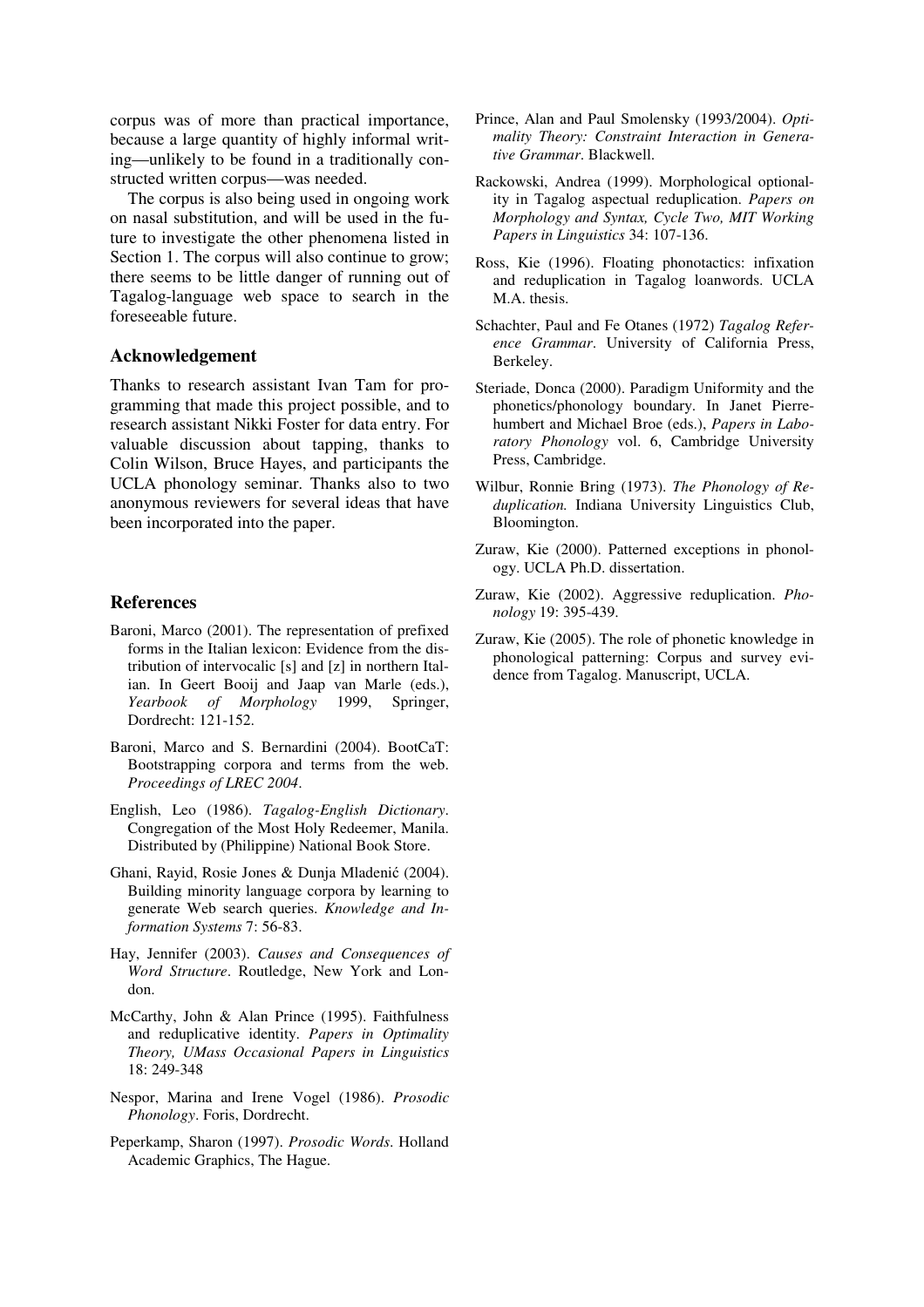corpus was of more than practical importance, because a large quantity of highly informal writing—unlikely to be found in a traditionally constructed written corpus—was needed.

The corpus is also being used in ongoing work on nasal substitution, and will be used in the future to investigate the other phenomena listed in Section 1. The corpus will also continue to grow; there seems to be little danger of running out of Tagalog-language web space to search in the foreseeable future.

## Acknowledgement

Thanks to research assistant Ivan Tam for programming that made this project possible, and to research assistant Nikki Foster for data entry. For valuable discussion about tapping, thanks to Colin Wilson, Bruce Hayes, and participants the UCLA phonology seminar. Thanks also to two anonymous reviewers for several ideas that have been incorporated into the paper.

## References

Baroni, Marco (2001). The representation of prefixed forms in the Italian lexicon: Evidence from the distribution of intervocalic [s] and [z] in northern Italian. In Geert Booij and Jaap van Marle (eds.), *Yearbook of Morphology* 1999, Springer, Dordrecht: 121-152.

Baroni, Marco and S. Bernardini (2004). BootCaT: Bootstrapping corpora and terms from the web. *Proceedings of LREC 2004*.

English, Leo (1986). *Tagalog-English Dictionary*. Congregation of the Most Holy Redeemer, Manila. Distributed by (Philippine) National Book Store.

Ghani, Rayid, Rosie Jones & Dunja Mladenić (2004). Building minority language corpora by learning to generate Web search queries. *Knowledge and Information Systems* 7: 56-83.

Hay, Jennifer (2003). *Causes and Consequences of Word Structure*. Routledge, New York and London.

McCarthy, John & Alan Prince (1995). Faithfulness and reduplicative identity. *Papers in Optimality Theory, UMass Occasional Papers in Linguistics* 18: 249-348

Nespor, Marina and Irene Vogel (1986). *Prosodic Phonology*. Foris, Dordrecht.

Peperkamp, Sharon (1997). *Prosodic Words*. Holland Academic Graphics, The Hague.

Prince, Alan and Paul Smolensky (1993/2004). *Optimality Theory: Constraint Interaction in Generative Grammar*. Blackwell.

Rackowski, Andrea (1999). Morphological optionality in Tagalog aspectual reduplication. *Papers on Morphology and Syntax, Cycle Two, MIT Working Papers in Linguistics* 34: 107-136.

Ross, Kie (1996). Floating phonotactics: infixation and reduplication in Tagalog loanwords. UCLA M.A. thesis.

Schachter, Paul and Fe Otanes (1972) *Tagalog Reference Grammar*. University of California Press, Berkeley.

Steriade, Donca (2000). Paradigm Uniformity and the phonetics/phonology boundary. In Janet Pierrehumbert and Michael Broe (eds.), *Papers in Laboratory Phonology* vol. 6, Cambridge University Press, Cambridge.

Wilbur, Ronnie Bring (1973). *The Phonology of Reduplication.* Indiana University Linguistics Club, Bloomington.

Zuraw, Kie (2000). Patterned exceptions in phonology. UCLA Ph.D. dissertation.

Zuraw, Kie (2002). Aggressive reduplication. *Phonology* 19: 395-439.

Zuraw, Kie (2005). The role of phonetic knowledge in phonological patterning: Corpus and survey evidence from Tagalog. Manuscript, UCLA.